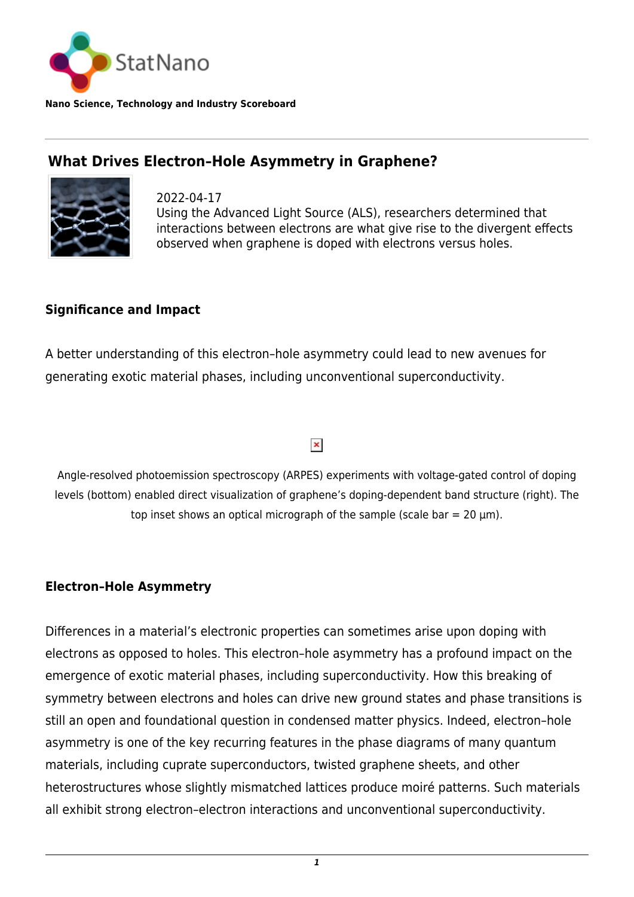StatNano

**Nano Science, Technology and Industry Scoreboard**

## What Drives Electron–Hole Asymmetry in Graphene?

2022-04-17
Using the Advanced Light Source (ALS), researchers determined that interactions between electrons are what give rise to the divergent effects observed when graphene is doped with electrons versus holes.

### Significance and Impact

A better understanding of this electron–hole asymmetry could lead to new avenues for generating exotic material phases, including unconventional superconductivity.

Angle-resolved photoemission spectroscopy (ARPES) experiments with voltage-gated control of doping levels (bottom) enabled direct visualization of graphene's doping-dependent band structure (right). The top inset shows an optical micrograph of the sample (scale bar = 20 μm).

### Electron–Hole Asymmetry

Differences in a material's electronic properties can sometimes arise upon doping with electrons as opposed to holes. This electron–hole asymmetry has a profound impact on the emergence of exotic material phases, including superconductivity. How this breaking of symmetry between electrons and holes can drive new ground states and phase transitions is still an open and foundational question in condensed matter physics. Indeed, electron–hole asymmetry is one of the key recurring features in the phase diagrams of many quantum materials, including cuprate superconductors, twisted graphene sheets, and other heterostructures whose slightly mismatched lattices produce moiré patterns. Such materials all exhibit strong electron–electron interactions and unconventional superconductivity.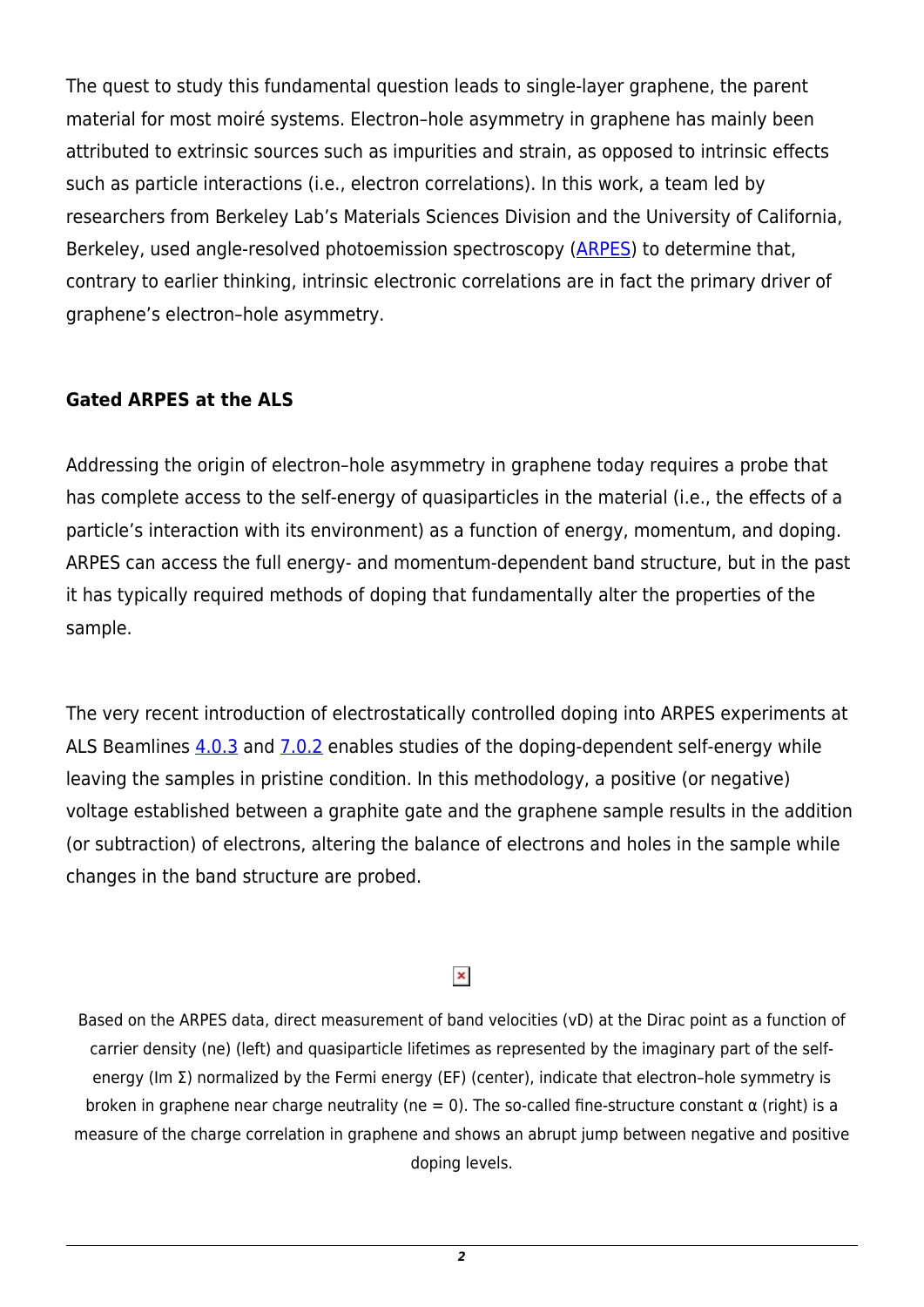The quest to study this fundamental question leads to single-layer graphene, the parent material for most moiré systems. Electron–hole asymmetry in graphene has mainly been attributed to extrinsic sources such as impurities and strain, as opposed to intrinsic effects such as particle interactions (i.e., electron correlations). In this work, a team led by researchers from Berkeley Lab's Materials Sciences Division and the University of California, Berkeley, used angle-resolved photoemission spectroscopy (ARPES) to determine that, contrary to earlier thinking, intrinsic electronic correlations are in fact the primary driver of graphene's electron–hole asymmetry.

**Gated ARPES at the ALS**

Addressing the origin of electron–hole asymmetry in graphene today requires a probe that has complete access to the self-energy of quasiparticles in the material (i.e., the effects of a particle's interaction with its environment) as a function of energy, momentum, and doping. ARPES can access the full energy- and momentum-dependent band structure, but in the past it has typically required methods of doping that fundamentally alter the properties of the sample.

The very recent introduction of electrostatically controlled doping into ARPES experiments at ALS Beamlines 4.0.3 and 7.0.2 enables studies of the doping-dependent self-energy while leaving the samples in pristine condition. In this methodology, a positive (or negative) voltage established between a graphite gate and the graphene sample results in the addition (or subtraction) of electrons, altering the balance of electrons and holes in the sample while changes in the band structure are probed.

Based on the ARPES data, direct measurement of band velocities ($v_D$) at the Dirac point as a function of carrier density ($n_e$) (left) and quasiparticle lifetimes as represented by the imaginary part of the self-energy (Im $\Sigma$) normalized by the Fermi energy ($E_F$) (center), indicate that electron–hole symmetry is broken in graphene near charge neutrality ($n_e = 0$). The so-called fine-structure constant $\alpha$ (right) is a measure of the charge correlation in graphene and shows an abrupt jump between negative and positive doping levels.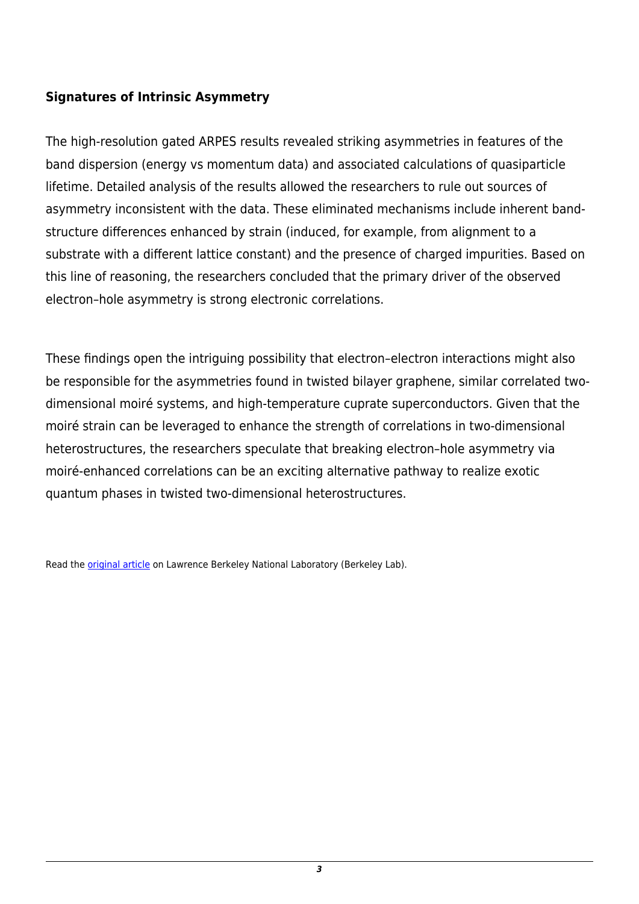**Signatures of Intrinsic Asymmetry**

The high-resolution gated ARPES results revealed striking asymmetries in features of the band dispersion (energy vs momentum data) and associated calculations of quasiparticle lifetime. Detailed analysis of the results allowed the researchers to rule out sources of asymmetry inconsistent with the data. These eliminated mechanisms include inherent band-structure differences enhanced by strain (induced, for example, from alignment to a substrate with a different lattice constant) and the presence of charged impurities. Based on this line of reasoning, the researchers concluded that the primary driver of the observed electron–hole asymmetry is strong electronic correlations.

These findings open the intriguing possibility that electron–electron interactions might also be responsible for the asymmetries found in twisted bilayer graphene, similar correlated two-dimensional moiré systems, and high-temperature cuprate superconductors. Given that the moiré strain can be leveraged to enhance the strength of correlations in two-dimensional heterostructures, the researchers speculate that breaking electron–hole asymmetry via moiré-enhanced correlations can be an exciting alternative pathway to realize exotic quantum phases in twisted two-dimensional heterostructures.

Read the original article on Lawrence Berkeley National Laboratory (Berkeley Lab).